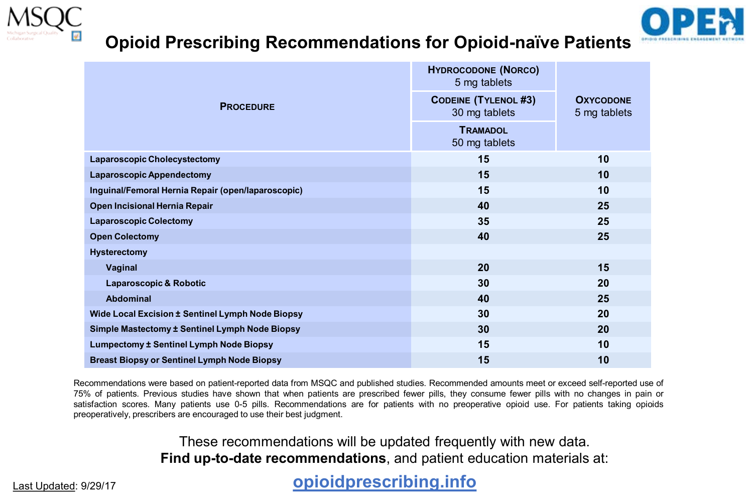MSQC

# Opioid Prescribing Recommendations for Opioid-naïve Patients

OPEN

| Procedure | Hydrocodone (Norco) 5 mg tablets / Codeine (Tylenol #3) 30 mg tablets / Tramadol 50 mg tablets | Oxycodone 5 mg tablets |
|---|---|---|
| **Laparoscopic Cholecystectomy** | 15 | 10 |
| **Laparoscopic Appendectomy** | 15 | 10 |
| **Inguinal/Femoral Hernia Repair (open/laparoscopic)** | 15 | 10 |
| **Open Incisional Hernia Repair** | 40 | 25 |
| **Laparoscopic Colectomy** | 35 | 25 |
| **Open Colectomy** | 40 | 25 |
| **Hysterectomy** | | |
| **Vaginal** | 20 | 15 |
| **Laparoscopic & Robotic** | 30 | 20 |
| **Abdominal** | 40 | 25 |
| **Wide Local Excision ± Sentinel Lymph Node Biopsy** | 30 | 20 |
| **Simple Mastectomy ± Sentinel Lymph Node Biopsy** | 30 | 20 |
| **Lumpectomy ± Sentinel Lymph Node Biopsy** | 15 | 10 |
| **Breast Biopsy or Sentinel Lymph Node Biopsy** | 15 | 10 |

Recommendations were based on patient-reported data from MSQC and published studies. Recommended amounts meet or exceed self-reported use of 75% of patients. Previous studies have shown that when patients are prescribed fewer pills, they consume fewer pills with no changes in pain or satisfaction scores. Many patients use 0-5 pills. Recommendations are for patients with no preoperative opioid use. For patients taking opioids preoperatively, prescribers are encouraged to use their best judgment.

These recommendations will be updated frequently with new data.
**Find up-to-date recommendations**, and patient education materials at:

**opioidprescribing.info**

Last Updated: 9/29/17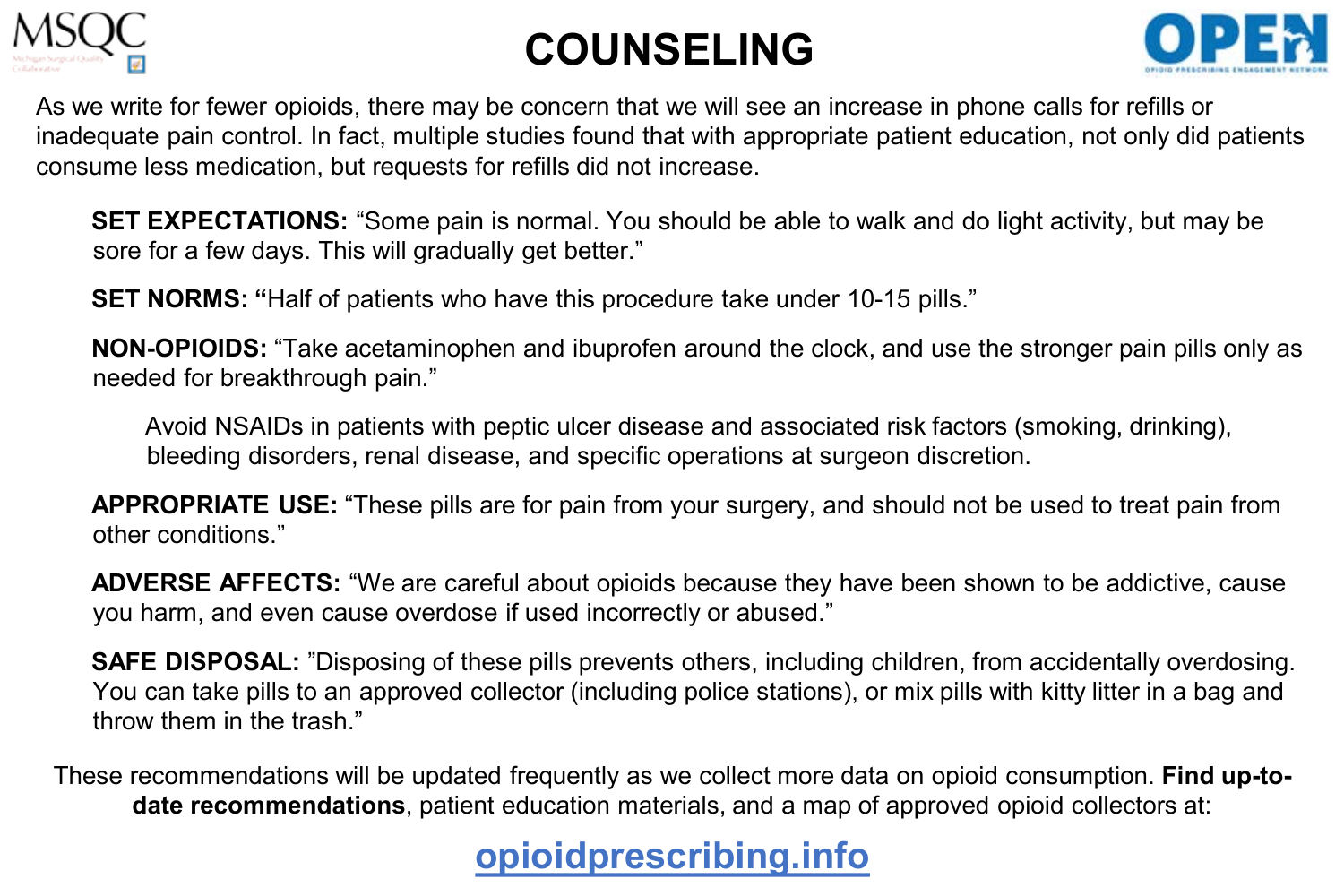# COUNSELING

As we write for fewer opioids, there may be concern that we will see an increase in phone calls for refills or inadequate pain control. In fact, multiple studies found that with appropriate patient education, not only did patients consume less medication, but requests for refills did not increase.

**SET EXPECTATIONS:** "Some pain is normal. You should be able to walk and do light activity, but may be sore for a few days. This will gradually get better."

**SET NORMS: "**Half of patients who have this procedure take under 10-15 pills."

**NON-OPIOIDS:** "Take acetaminophen and ibuprofen around the clock, and use the stronger pain pills only as needed for breakthrough pain."

> Avoid NSAIDs in patients with peptic ulcer disease and associated risk factors (smoking, drinking), bleeding disorders, renal disease, and specific operations at surgeon discretion.

**APPROPRIATE USE:** "These pills are for pain from your surgery, and should not be used to treat pain from other conditions."

**ADVERSE AFFECTS:** "We are careful about opioids because they have been shown to be addictive, cause you harm, and even cause overdose if used incorrectly or abused."

**SAFE DISPOSAL:** "Disposing of these pills prevents others, including children, from accidentally overdosing. You can take pills to an approved collector (including police stations), or mix pills with kitty litter in a bag and throw them in the trash."

These recommendations will be updated frequently as we collect more data on opioid consumption. **Find up-to-date recommendations**, patient education materials, and a map of approved opioid collectors at:

**opioidprescribing.info**